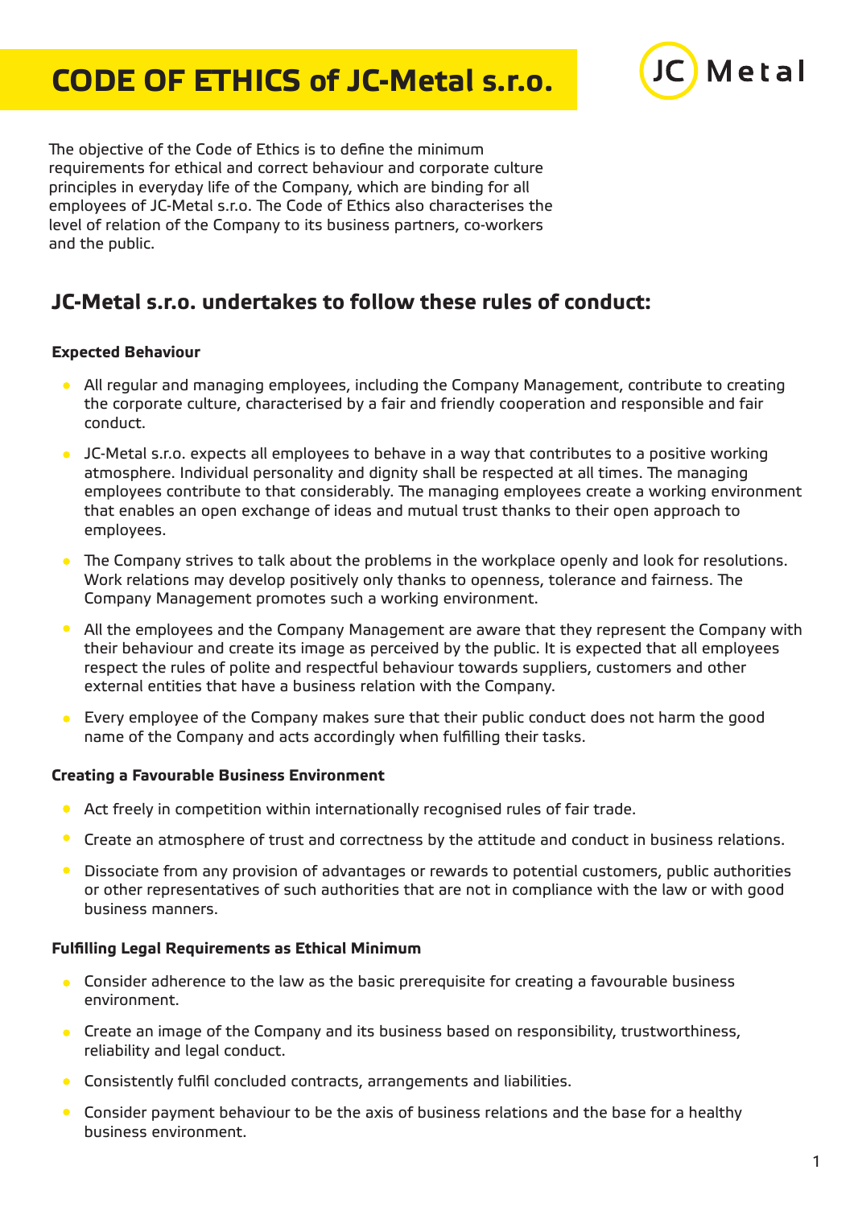# CODE OF ETHICS of JC-Metal s.r.o.

The objective of the Code of Ethics is to define the minimum requirements for ethical and correct behaviour and corporate culture principles in everyday life of the Company, which are binding for all employees of JC-Metal s.r.o. The Code of Ethics also characterises the level of relation of the Company to its business partners, co-workers and the public.

## JC-Metal s.r.o. undertakes to follow these rules of conduct:

### Expected Behaviour

- All regular and managing employees, including the Company Management, contribute to creating the corporate culture, characterised by a fair and friendly cooperation and responsible and fair conduct.
- JC-Metal s.r.o. expects all employees to behave in a way that contributes to a positive working atmosphere. Individual personality and dignity shall be respected at all times. The managing employees contribute to that considerably. The managing employees create a working environment that enables an open exchange of ideas and mutual trust thanks to their open approach to employees.
- The Company strives to talk about the problems in the workplace openly and look for resolutions. Work relations may develop positively only thanks to openness, tolerance and fairness. The Company Management promotes such a working environment.
- All the employees and the Company Management are aware that they represent the Company with their behaviour and create its image as perceived by the public. It is expected that all employees respect the rules of polite and respectful behaviour towards suppliers, customers and other external entities that have a business relation with the Company.
- Every employee of the Company makes sure that their public conduct does not harm the good name of the Company and acts accordingly when fulfilling their tasks.

### Creating a Favourable Business Environment

- Act freely in competition within internationally recognised rules of fair trade.
- Create an atmosphere of trust and correctness by the attitude and conduct in business relations.
- Dissociate from any provision of advantages or rewards to potential customers, public authorities or other representatives of such authorities that are not in compliance with the law or with good business manners.

### Fulfilling Legal Requirements as Ethical Minimum

- Consider adherence to the law as the basic prerequisite for creating a favourable business environment.
- Create an image of the Company and its business based on responsibility, trustworthiness, reliability and legal conduct.
- Consistently fulfil concluded contracts, arrangements and liabilities.
- Consider payment behaviour to be the axis of business relations and the base for a healthy business environment.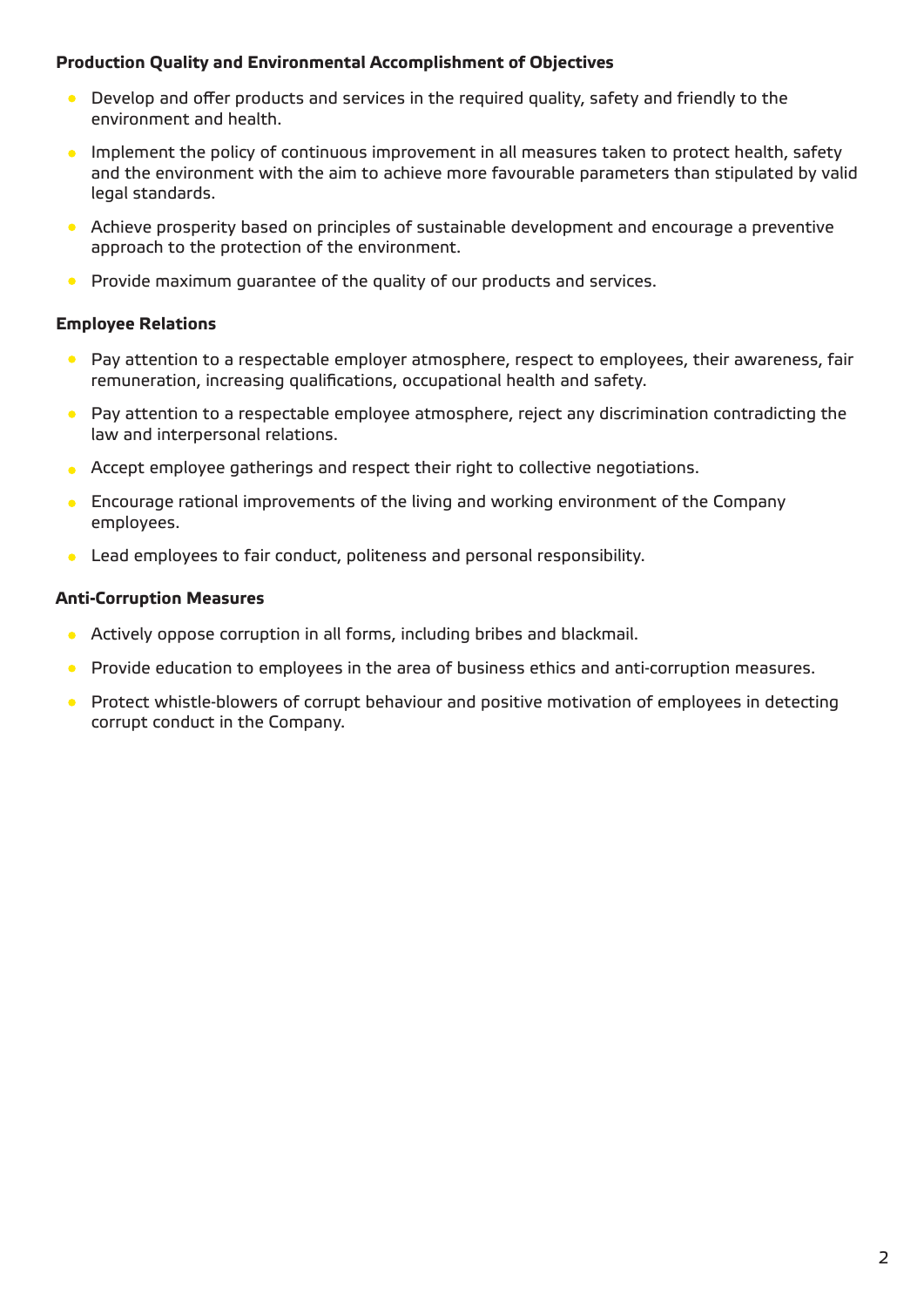**Production Quality and Environmental Accomplishment of Objectives**

- Develop and offer products and services in the required quality, safety and friendly to the environment and health.
- Implement the policy of continuous improvement in all measures taken to protect health, safety and the environment with the aim to achieve more favourable parameters than stipulated by valid legal standards.
- Achieve prosperity based on principles of sustainable development and encourage a preventive approach to the protection of the environment.
- Provide maximum guarantee of the quality of our products and services.

**Employee Relations**

- Pay attention to a respectable employer atmosphere, respect to employees, their awareness, fair remuneration, increasing qualifications, occupational health and safety.
- Pay attention to a respectable employee atmosphere, reject any discrimination contradicting the law and interpersonal relations.
- Accept employee gatherings and respect their right to collective negotiations.
- Encourage rational improvements of the living and working environment of the Company employees.
- Lead employees to fair conduct, politeness and personal responsibility.

**Anti-Corruption Measures**

- Actively oppose corruption in all forms, including bribes and blackmail.
- Provide education to employees in the area of business ethics and anti-corruption measures.
- Protect whistle-blowers of corrupt behaviour and positive motivation of employees in detecting corrupt conduct in the Company.